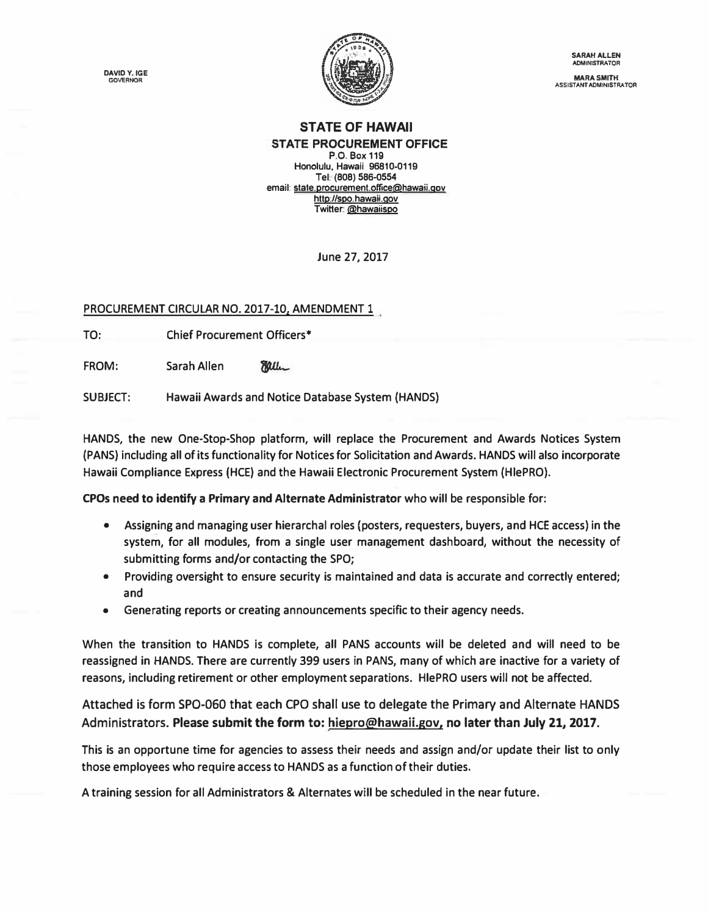DAVID Y. IGE
GOVERNOR

SARAH ALLEN
ADMINISTRATOR

MARA SMITH
ASSISTANT ADMINISTRATOR

## STATE OF HAWAII
### STATE PROCUREMENT OFFICE

P.O. Box 119
Honolulu, Hawaii 96810-0119
Tel: (808) 586-0554
email: state.procurement.office@hawaii.gov
http://spo.hawaii.gov
Twitter: @hawaiispo

June 27, 2017

PROCUREMENT CIRCULAR NO. 2017-10, AMENDMENT 1

TO: Chief Procurement Officers*

FROM: Sarah Allen

SUBJECT: Hawaii Awards and Notice Database System (HANDS)

HANDS, the new One-Stop-Shop platform, will replace the Procurement and Awards Notices System (PANS) including all of its functionality for Notices for Solicitation and Awards. HANDS will also incorporate Hawaii Compliance Express (HCE) and the Hawaii Electronic Procurement System (HIePRO).

**CPOs need to identify a Primary and Alternate Administrator** who will be responsible for:

- Assigning and managing user hierarchal roles (posters, requesters, buyers, and HCE access) in the system, for all modules, from a single user management dashboard, without the necessity of submitting forms and/or contacting the SPO;
- Providing oversight to ensure security is maintained and data is accurate and correctly entered; and
- Generating reports or creating announcements specific to their agency needs.

When the transition to HANDS is complete, all PANS accounts will be deleted and will need to be reassigned in HANDS. There are currently 399 users in PANS, many of which are inactive for a variety of reasons, including retirement or other employment separations. HIePRO users will not be affected.

Attached is form SPO-060 that each CPO shall use to delegate the Primary and Alternate HANDS Administrators. **Please submit the form to: hiepro@hawaii.gov, no later than July 21, 2017.**

This is an opportune time for agencies to assess their needs and assign and/or update their list to only those employees who require access to HANDS as a function of their duties.

A training session for all Administrators & Alternates will be scheduled in the near future.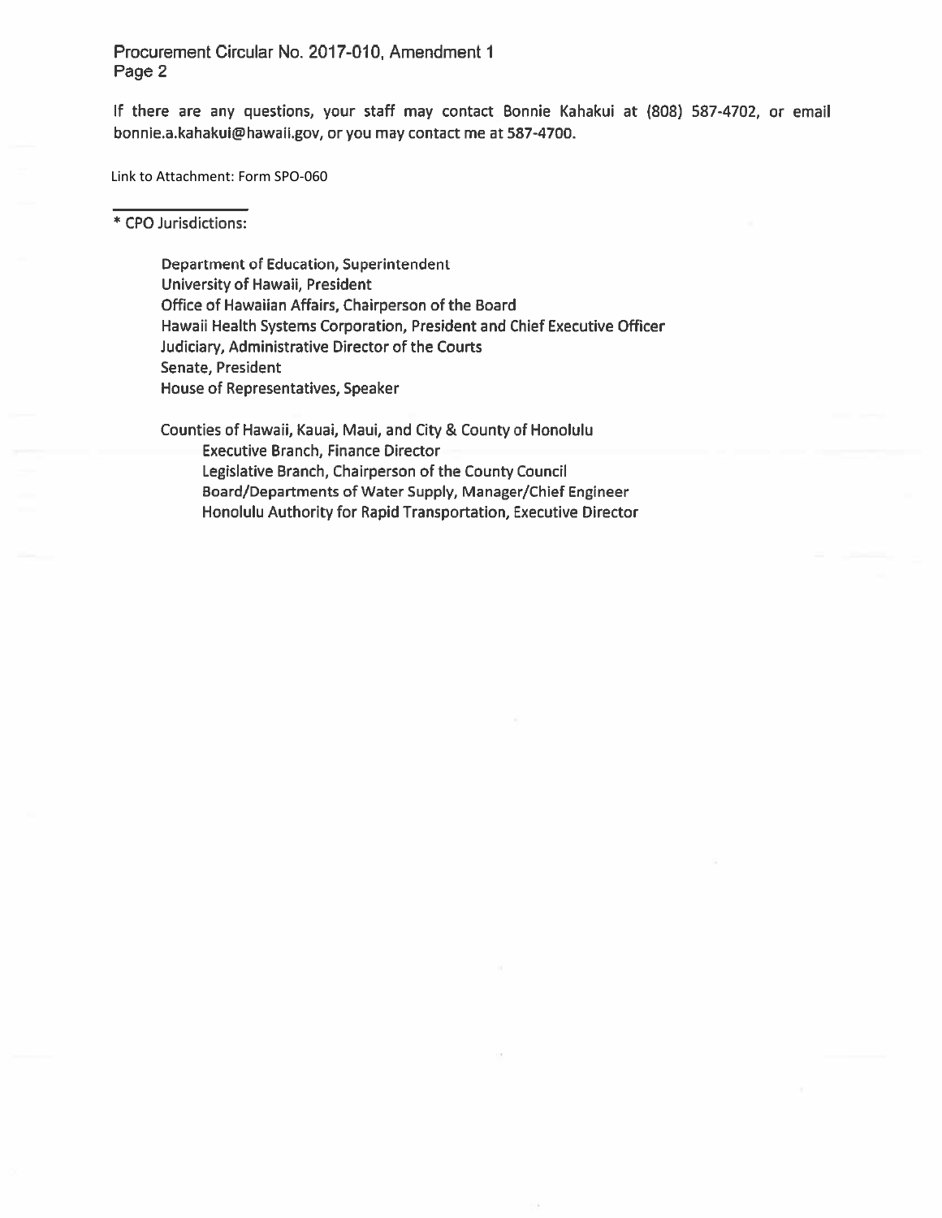If there are any questions, your staff may contact Bonnie Kahakui at (808) 587-4702, or email bonnie.a.kahakui@hawaii.gov, or you may contact me at 587-4700.

Link to Attachment: Form SPO-060

---

\* CPO Jurisdictions:

Department of Education, Superintendent
University of Hawaii, President
Office of Hawaiian Affairs, Chairperson of the Board
Hawaii Health Systems Corporation, President and Chief Executive Officer
Judiciary, Administrative Director of the Courts
Senate, President
House of Representatives, Speaker

Counties of Hawaii, Kauai, Maui, and City & County of Honolulu
- Executive Branch, Finance Director
- Legislative Branch, Chairperson of the County Council
- Board/Departments of Water Supply, Manager/Chief Engineer
- Honolulu Authority for Rapid Transportation, Executive Director